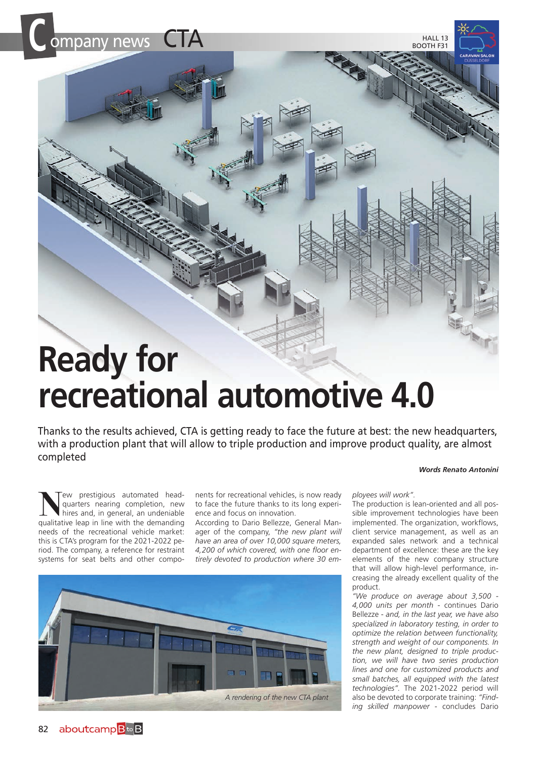# Ready for recreational automotive 4.0

Thanks to the results achieved, CTA is getting ready to face the future at best: the new headquarters, with a production plant that will allow to triple production and improve product quality, are almost completed

***Words Renato Antonini***

New prestigious automated headquarters nearing completion, new hires and, in general, an undeniable qualitative leap in line with the demanding needs of the recreational vehicle market: this is CTA's program for the 2021-2022 period. The company, a reference for restraint systems for seat belts and other components for recreational vehicles, is now ready to face the future thanks to its long experience and focus on innovation.

According to Dario Bellezze, General Manager of the company, *"the new plant will have an area of over 10,000 square meters, 4,200 of which covered, with one floor entirely devoted to production where 30 employees will work"*.

A rendering of the new CTA plant

The production is lean-oriented and all possible improvement technologies have been implemented. The organization, workflows, client service management, as well as an expanded sales network and a technical department of excellence: these are the key elements of the new company structure that will allow high-level performance, increasing the already excellent quality of the product.

*"We produce on average about 3,500 - 4,000 units per month* - continues Dario Bellezze - *and, in the last year, we have also specialized in laboratory testing, in order to optimize the relation between functionality, strength and weight of our components. In the new plant, designed to triple production, we will have two series production lines and one for customized products and small batches, all equipped with the latest technologies"*. The 2021-2022 period will also be devoted to corporate training: *"Finding skilled manpower* - concludes Dario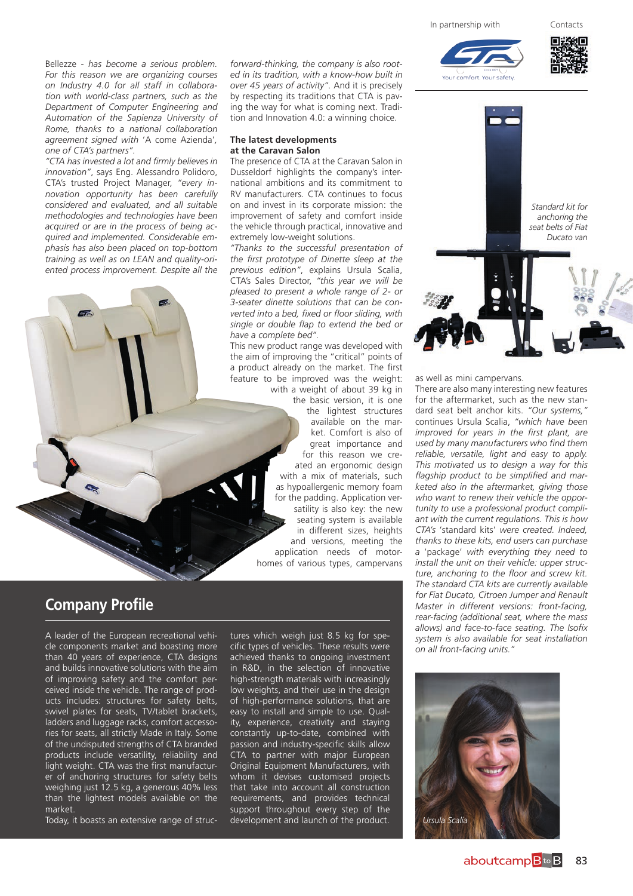Bellezze - *has become a serious problem. For this reason we are organizing courses on Industry 4.0 for all staff in collaboration with world-class partners, such as the Department of Computer Engineering and Automation of the Sapienza University of Rome, thanks to a national collaboration agreement signed with* 'A come Azienda', *one of CTA's partners".*

*"CTA has invested a lot and firmly believes in innovation"*, says Eng. Alessandro Polidoro, CTA's trusted Project Manager, *"every innovation opportunity has been carefully considered and evaluated, and all suitable methodologies and technologies have been acquired or are in the process of being acquired and implemented. Considerable emphasis has also been placed on top-bottom training as well as on LEAN and quality-oriented process improvement. Despite all the forward-thinking, the company is also rooted in its tradition, with a know-how built in over 45 years of activity"*. And it is precisely by respecting its traditions that CTA is paving the way for what is coming next. Tradition and Innovation 4.0: a winning choice.

**The latest developments at the Caravan Salon**

The presence of CTA at the Caravan Salon in Dusseldorf highlights the company's international ambitions and its commitment to RV manufacturers. CTA continues to focus on and invest in its corporate mission: the improvement of safety and comfort inside the vehicle through practical, innovative and extremely low-weight solutions.

*"Thanks to the successful presentation of the first prototype of Dinette sleep at the previous edition"*, explains Ursula Scalia, CTA's Sales Director, *"this year we will be pleased to present a whole range of 2- or 3-seater dinette solutions that can be converted into a bed, fixed or floor sliding, with single or double flap to extend the bed or have a complete bed".*

This new product range was developed with the aim of improving the "critical" points of a product already on the market. The first feature to be improved was the weight: with a weight of about 39 kg in the basic version, it is one the lightest structures available on the market. Comfort is also of great importance and for this reason we created an ergonomic design with a mix of materials, such as hypoallergenic memory foam for the padding. Application versatility is also key: the new seating system is available in different sizes, heights and versions, meeting the application needs of motorhomes of various types, campervans as well as mini campervans.

*Standard kit for anchoring the seat belts of Fiat Ducato van*

There are also many interesting new features for the aftermarket, such as the new standard seat belt anchor kits. *"Our systems,"* continues Ursula Scalia, *"which have been improved for years in the first plant, are used by many manufacturers who find them reliable, versatile, light and easy to apply. This motivated us to design a way for this flagship product to be simplified and marketed also in the aftermarket, giving those who want to renew their vehicle the opportunity to use a professional product compliant with the current regulations. This is how CTA's* 'standard kits' *were created. Indeed, thanks to these kits, end users can purchase a* 'package' *with everything they need to install the unit on their vehicle: upper structure, anchoring to the floor and screw kit. The standard CTA kits are currently available for Fiat Ducato, Citroen Jumper and Renault Master in different versions: front-facing, rear-facing (additional seat, where the mass allows) and face-to-face seating. The Isofix system is also available for seat installation on all front-facing units."*

*Ursula Scalia*

## Company Profile

A leader of the European recreational vehicle components market and boasting more than 40 years of experience, CTA designs and builds innovative solutions with the aim of improving safety and the comfort perceived inside the vehicle. The range of products includes: structures for safety belts, swivel plates for seats, TV/tablet brackets, ladders and luggage racks, comfort accessories for seats, all strictly Made in Italy. Some of the undisputed strengths of CTA branded products include versatility, reliability and light weight. CTA was the first manufacturer of anchoring structures for safety belts weighing just 12.5 kg, a generous 40% less than the lightest models available on the market.

Today, it boasts an extensive range of structures which weigh just 8.5 kg for specific types of vehicles. These results were achieved thanks to ongoing investment in R&D, in the selection of innovative high-strength materials with increasingly low weights, and their use in the design of high-performance solutions, that are easy to install and simple to use. Quality, experience, creativity and staying constantly up-to-date, combined with passion and industry-specific skills allow CTA to partner with major European Original Equipment Manufacturers, with whom it devises customised projects that take into account all construction requirements, and provides technical support throughout every step of the development and launch of the product.

In partnership with

Contacts